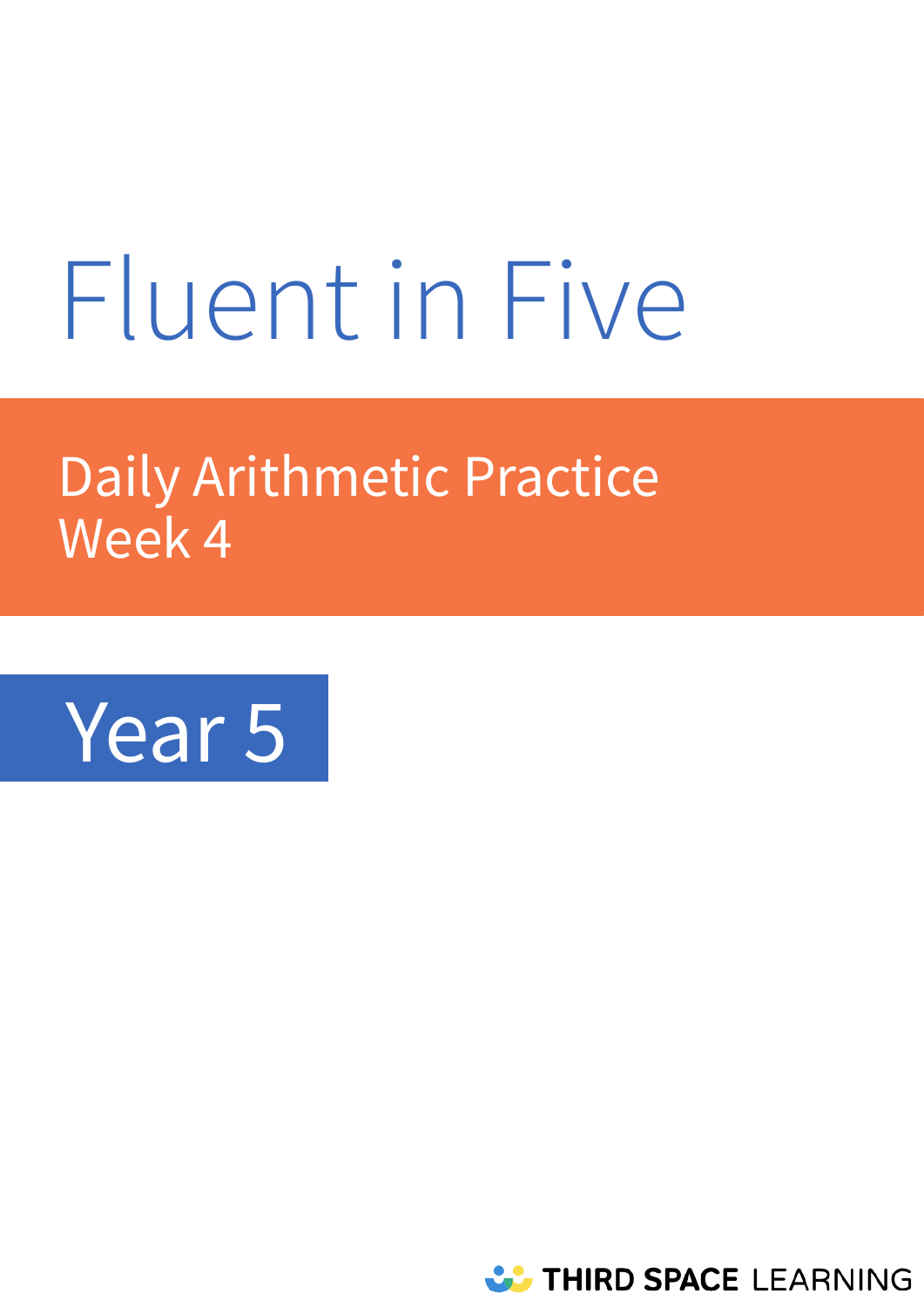# Fluent in Five

## Daily Arithmetic Practice
## Week 4

## Year 5

THIRD SPACE LEARNING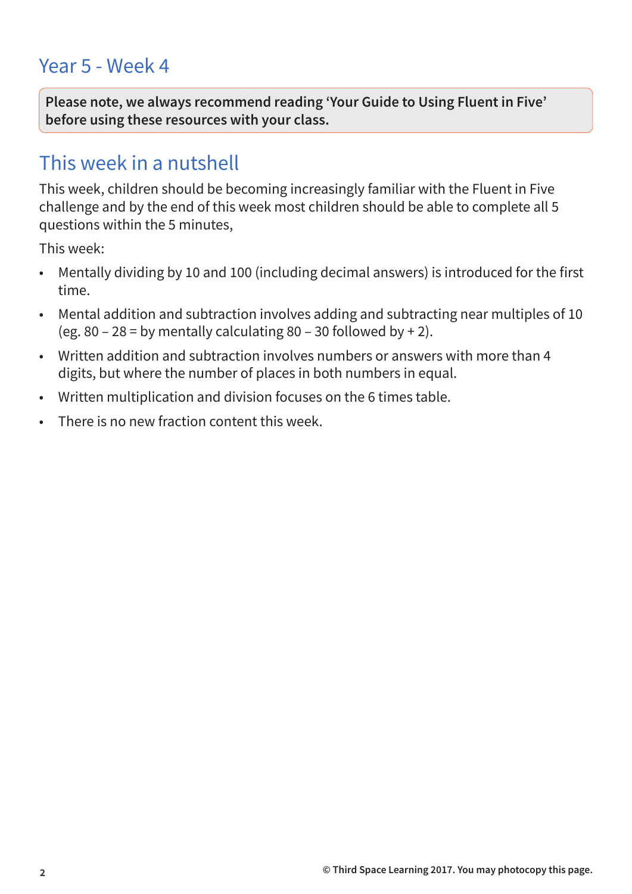# Year 5 - Week 4

**Please note, we always recommend reading 'Your Guide to Using Fluent in Five' before using these resources with your class.**

## This week in a nutshell

This week, children should be becoming increasingly familiar with the Fluent in Five challenge and by the end of this week most children should be able to complete all 5 questions within the 5 minutes,

This week:

- Mentally dividing by 10 and 100 (including decimal answers) is introduced for the first time.
- Mental addition and subtraction involves adding and subtracting near multiples of 10 (eg. 80 – 28 = by mentally calculating 80 – 30 followed by + 2).
- Written addition and subtraction involves numbers or answers with more than 4 digits, but where the number of places in both numbers in equal.
- Written multiplication and division focuses on the 6 times table.
- There is no new fraction content this week.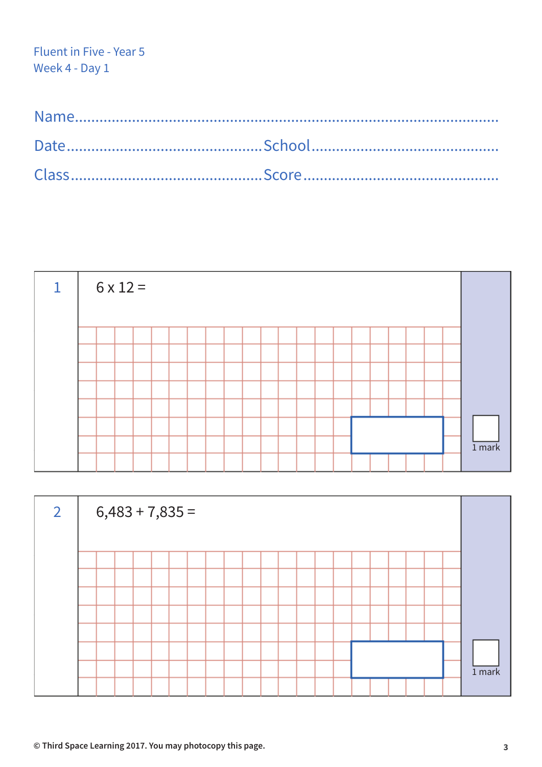Fluent in Five - Year 5
Week 4 - Day 1

Name...........................................................................................

Date.......................................... School..........................................

Class.......................................... Score..........................................

**1**

$6 \times 12 =$

1 mark

**2**

$6,483 + 7,835 =$

1 mark

© Third Space Learning 2017. You may photocopy this page.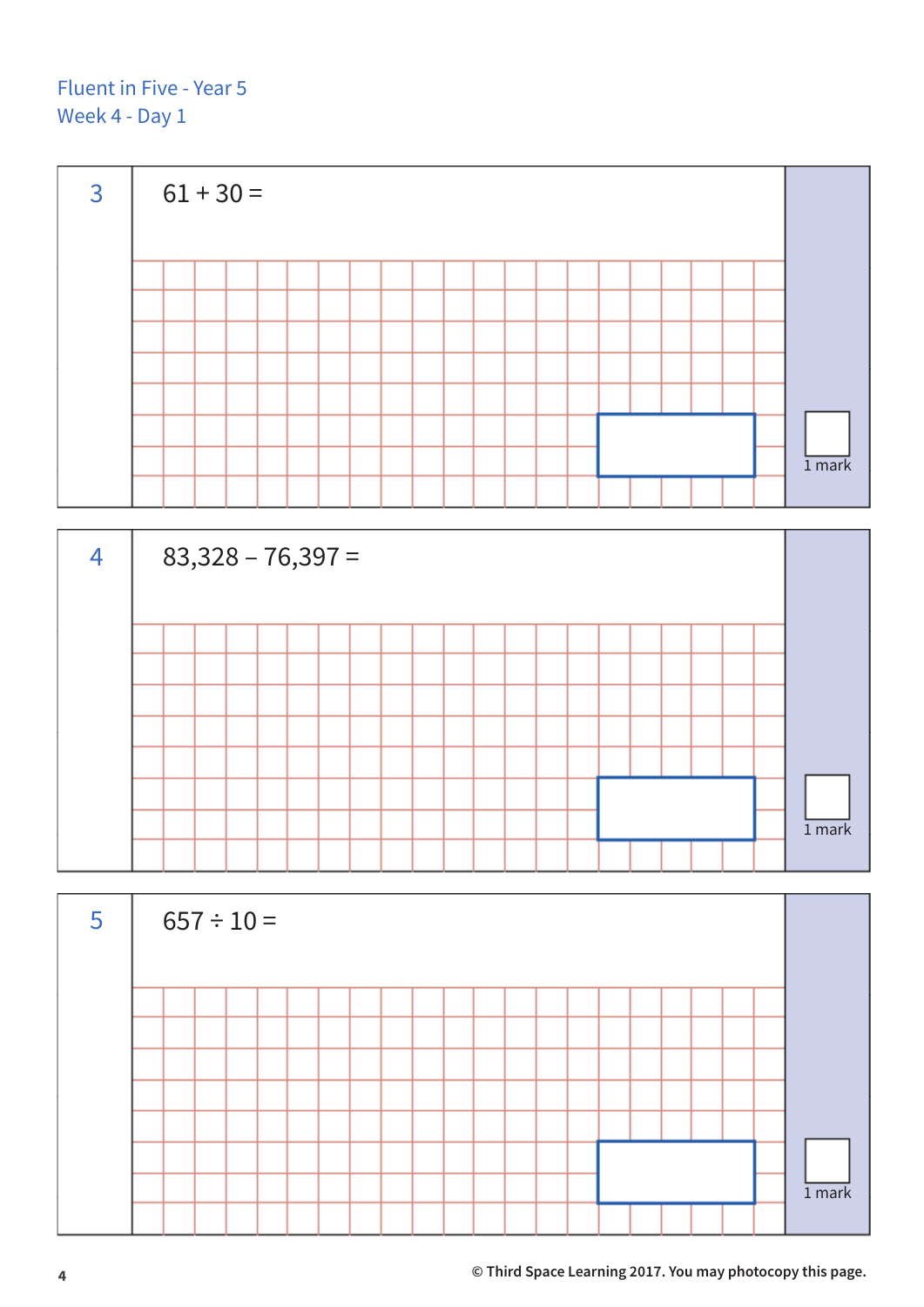Fluent in Five - Year 5
Week 4 - Day 1

**3** $61 + 30 =$

1 mark

**4** $83{,}328 - 76{,}397 =$

1 mark

**5** $657 \div 10 =$

1 mark

© Third Space Learning 2017. You may photocopy this page.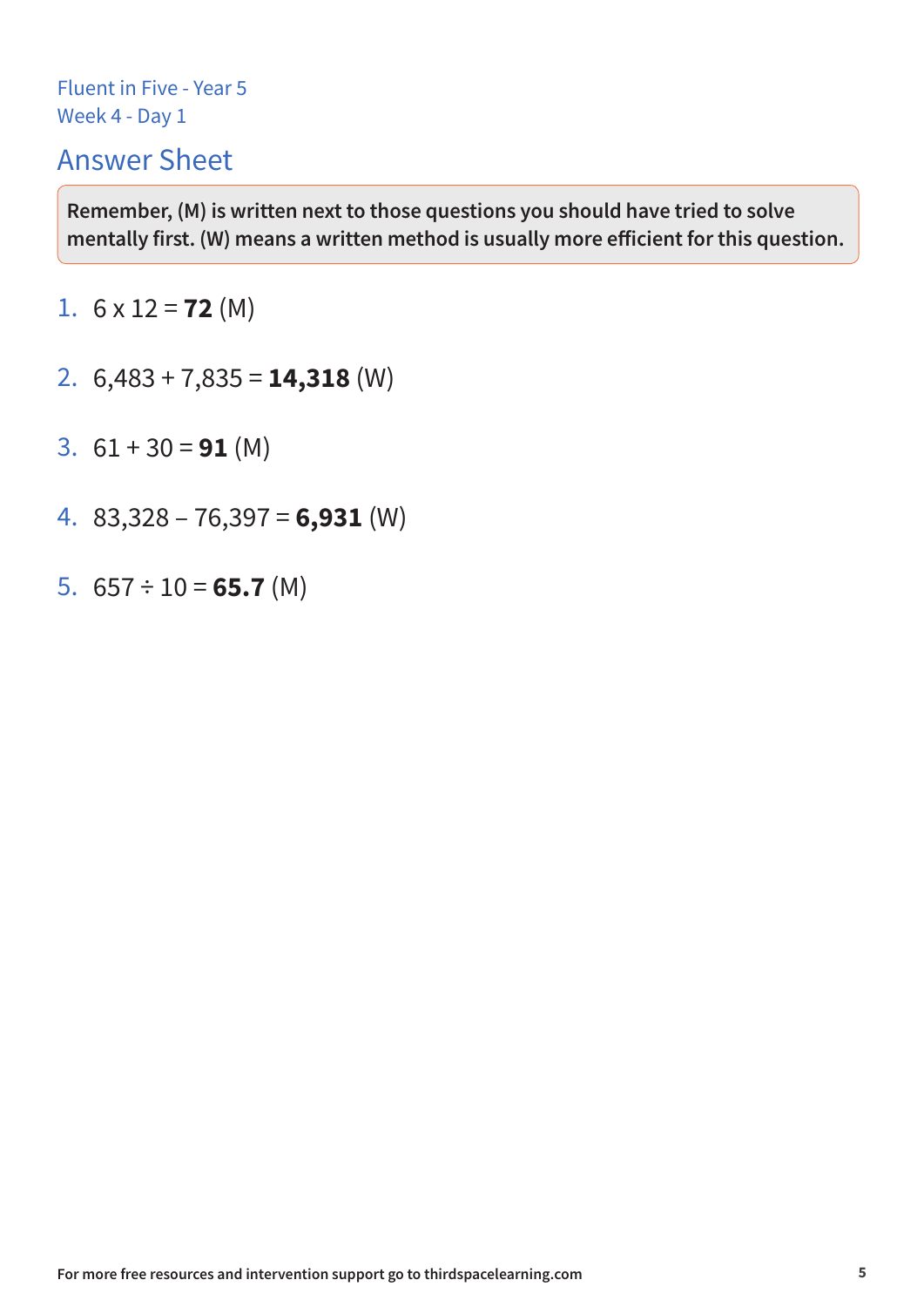Fluent in Five - Year 5
Week 4 - Day 1

## Answer Sheet

**Remember, (M) is written next to those questions you should have tried to solve mentally first. (W) means a written method is usually more efficient for this question.**

1. 6 x 12 = **72** (M)

2. 6,483 + 7,835 = **14,318** (W)

3. 61 + 30 = **91** (M)

4. 83,328 – 76,397 = **6,931** (W)

5. 657 ÷ 10 = **65.7** (M)

**For more free resources and intervention support go to thirdspacelearning.com**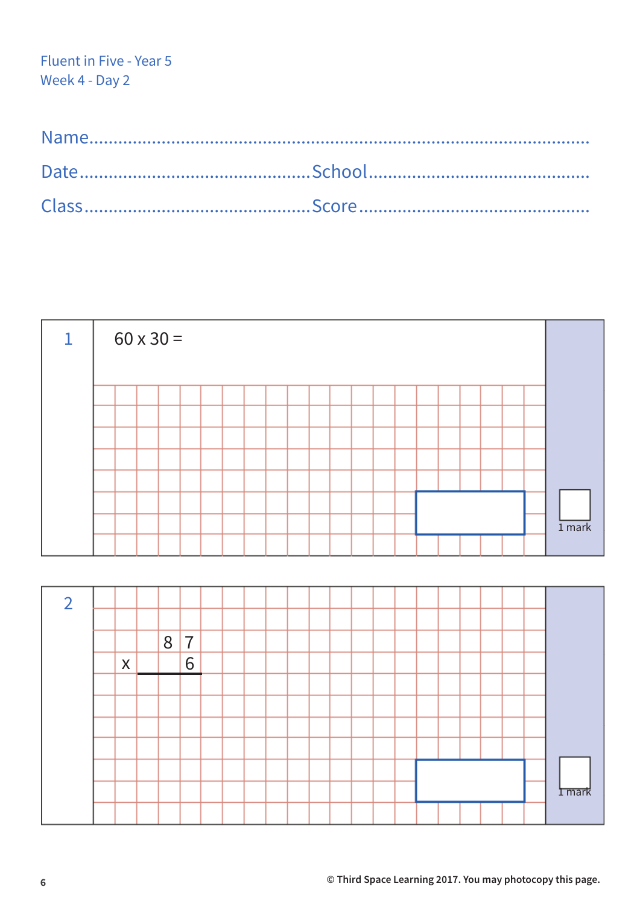Fluent in Five - Year 5
Week 4 - Day 2

Name.............................................................................................

Date............................................ School............................................

Class............................................ Score............................................

**1**

60 x 30 =

1 mark

**2**

```
    8 7
x     6
```

1 mark

© Third Space Learning 2017. You may photocopy this page.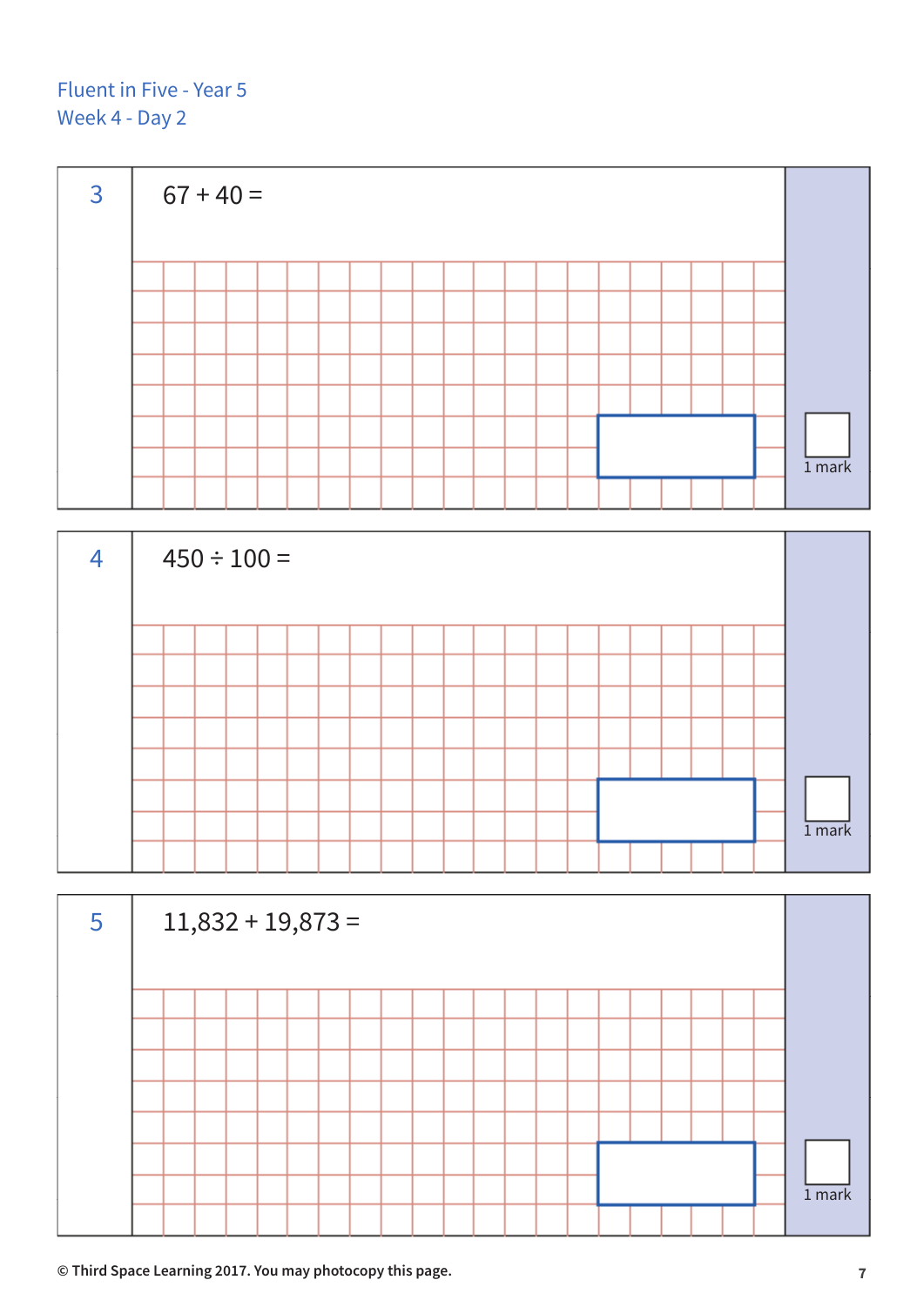Fluent in Five - Year 5
Week 4 - Day 2

**3** $67 + 40 =$

1 mark

**4** $450 \div 100 =$

1 mark

**5** $11,832 + 19,873 =$

1 mark

© Third Space Learning 2017. You may photocopy this page.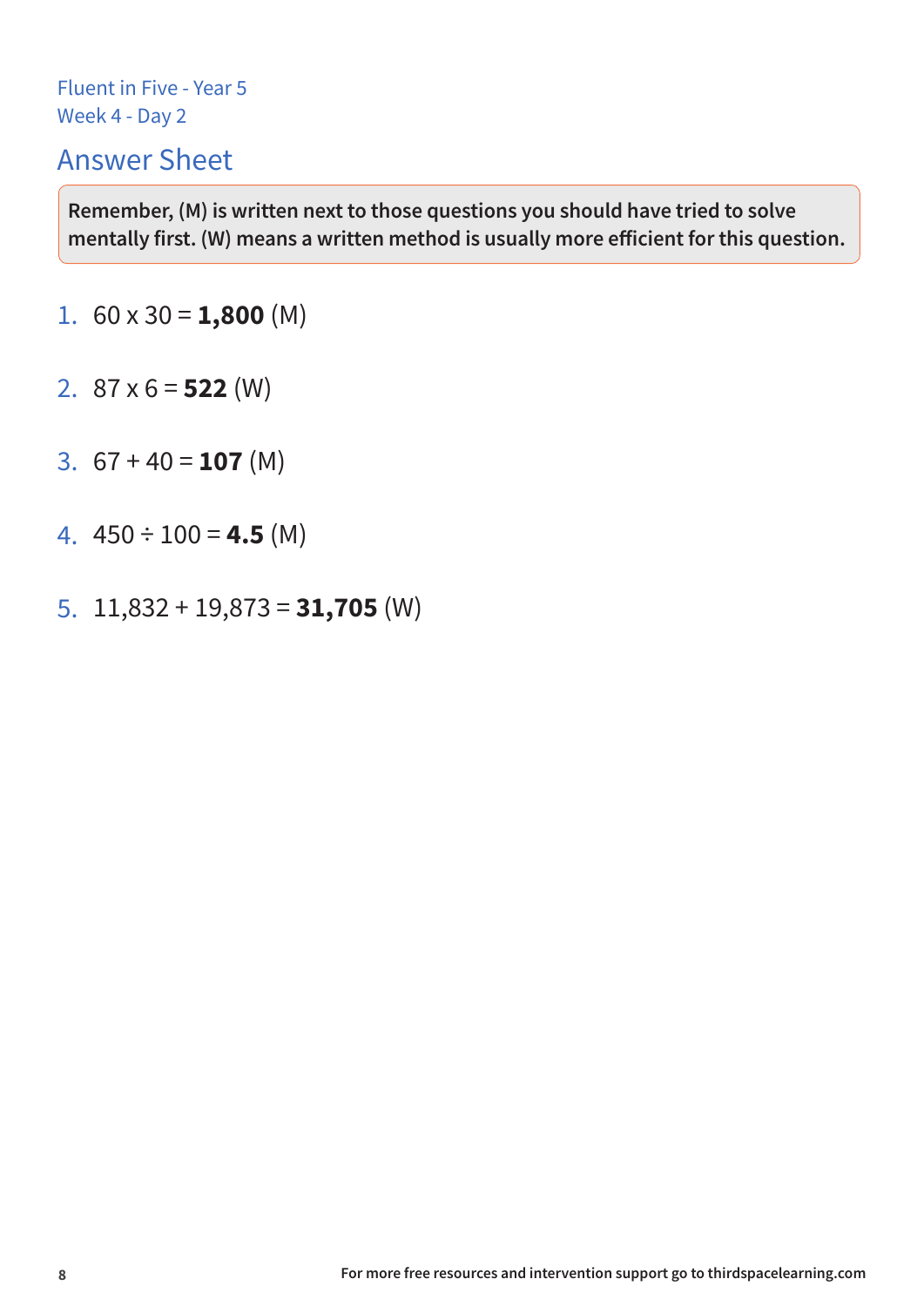Fluent in Five - Year 5
Week 4 - Day 2

## Answer Sheet

**Remember, (M) is written next to those questions you should have tried to solve mentally first. (W) means a written method is usually more efficient for this question.**

1. 60 x 30 = **1,800** (M)
2. 87 x 6 = **522** (W)
3. 67 + 40 = **107** (M)
4. 450 ÷ 100 = **4.5** (M)
5. 11,832 + 19,873 = **31,705** (W)

For more free resources and intervention support go to thirdspacelearning.com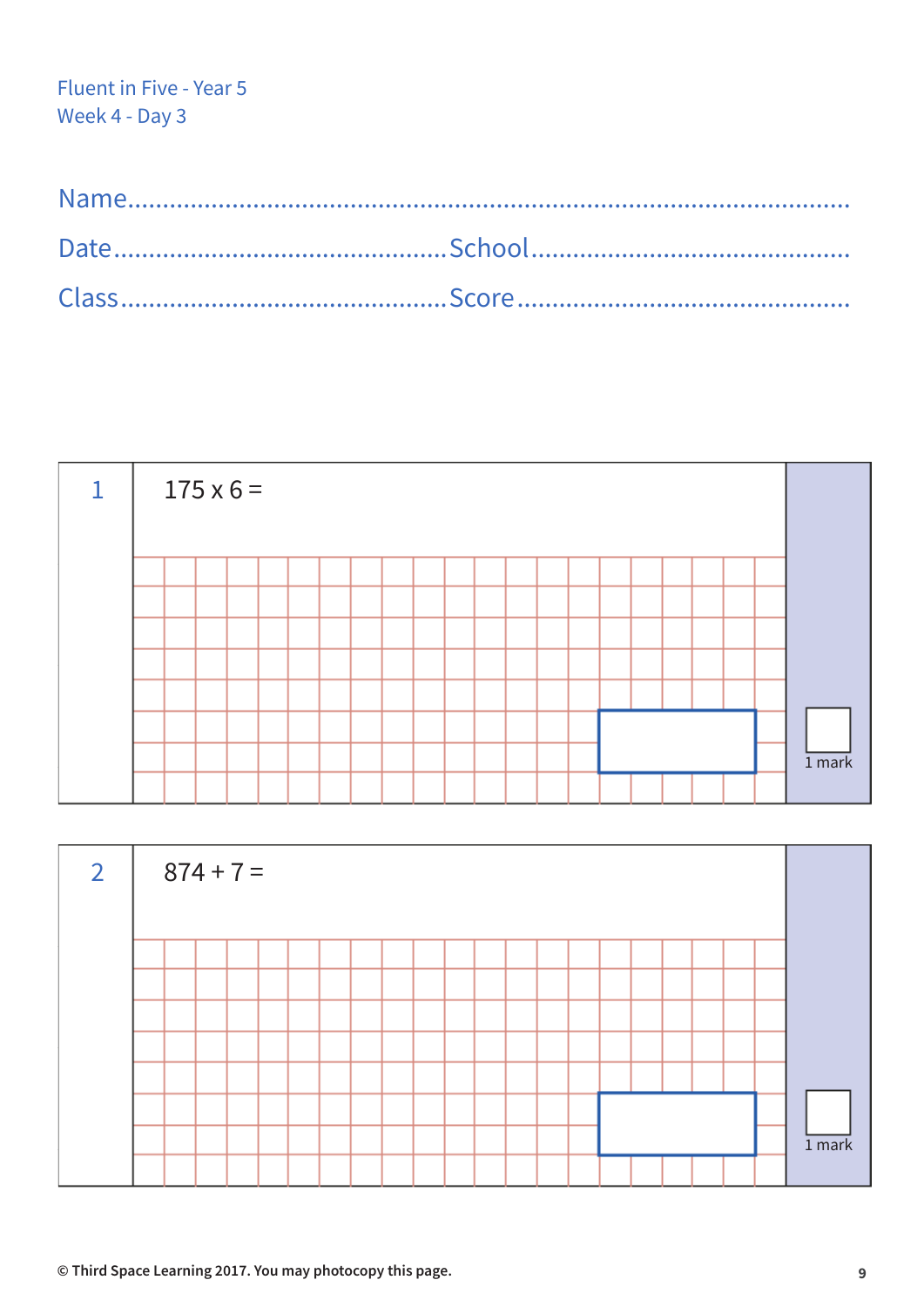Fluent in Five - Year 5
Week 4 - Day 3

Name.............................................................................................

Date.............................................School.............................................

Class............................................Score..............................................

**1**

175 x 6 =

1 mark

**2**

874 ÷ 7 =

1 mark

© Third Space Learning 2017. You may photocopy this page.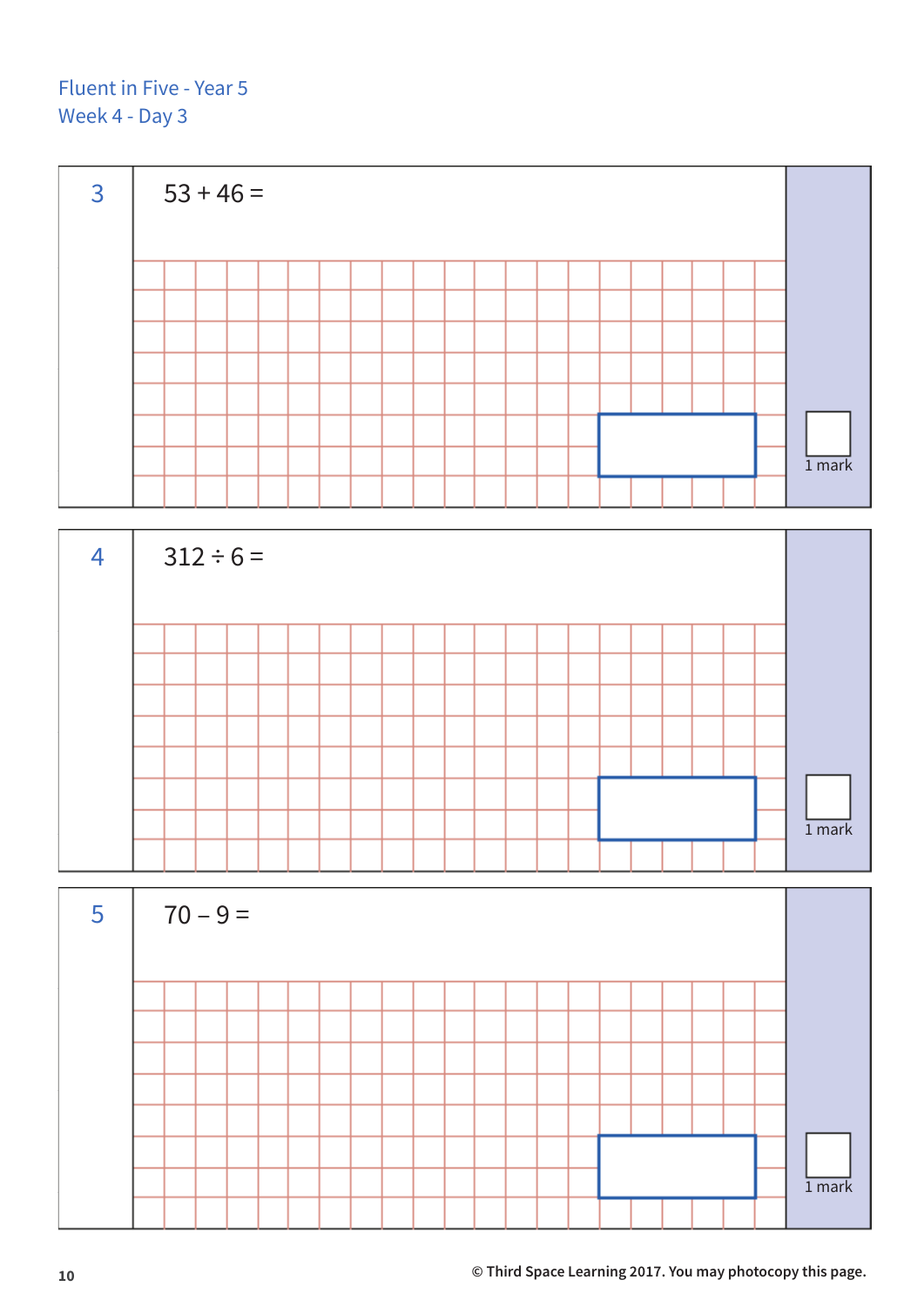Fluent in Five - Year 5
Week 4 - Day 3

**3**

$53 + 46 =$

1 mark

**4**

$312 \div 6 =$

1 mark

**5**

$70 - 9 =$

1 mark

© Third Space Learning 2017. You may photocopy this page.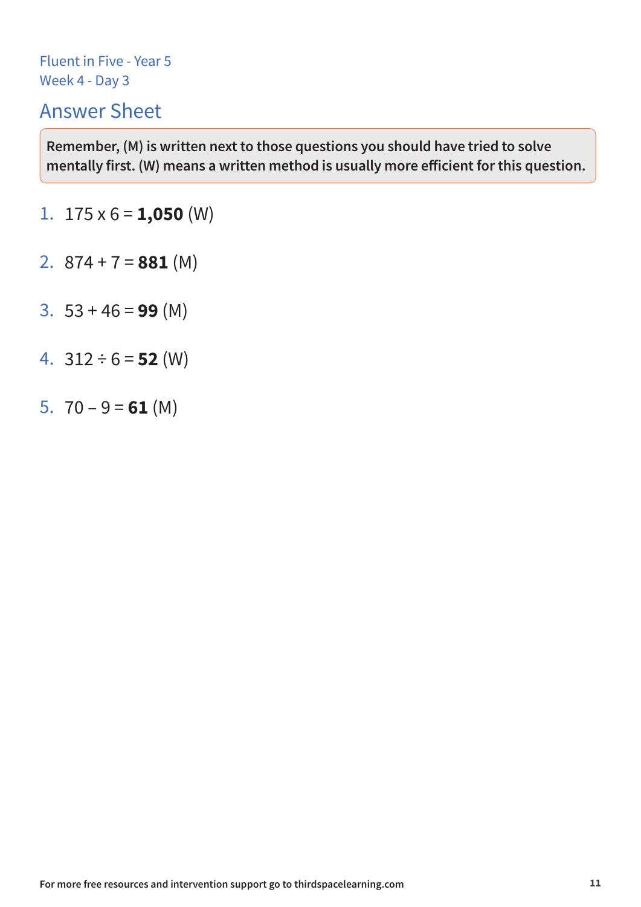Fluent in Five - Year 5
Week 4 - Day 3

# Answer Sheet

**Remember, (M) is written next to those questions you should have tried to solve mentally first. (W) means a written method is usually more efficient for this question.**

1. 175 x 6 = **1,050** (W)
2. 874 + 7 = **881** (M)
3. 53 + 46 = **99** (M)
4. 312 ÷ 6 = **52** (W)
5. 70 – 9 = **61** (M)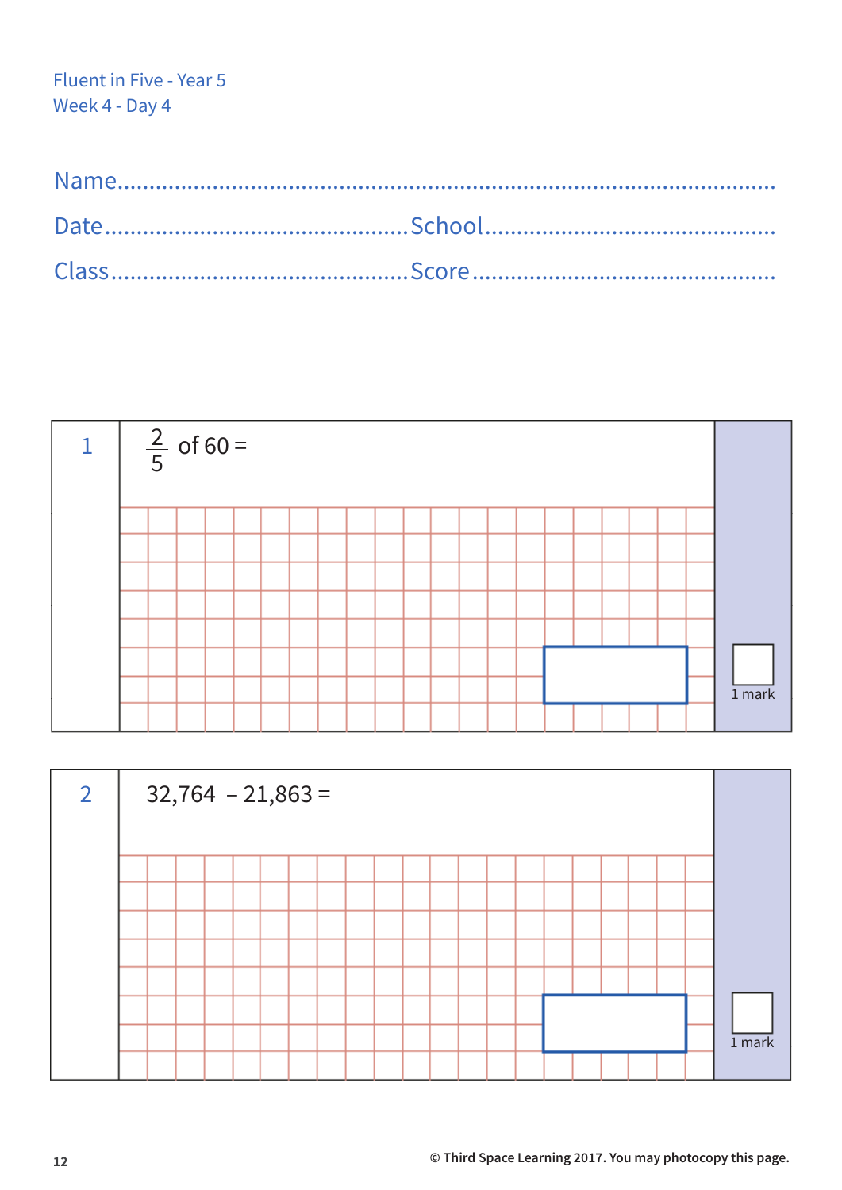Fluent in Five - Year 5
Week 4 - Day 4

Name.......................................................................................................

Date............................................School.............................................

Class...........................................Score..............................................

| | | |
|---|---|---|
| 1 | $\frac{2}{5}$ of 60 = | 1 mark |
| 2 | 32,764 – 21,863 = | 1 mark |

© Third Space Learning 2017. You may photocopy this page.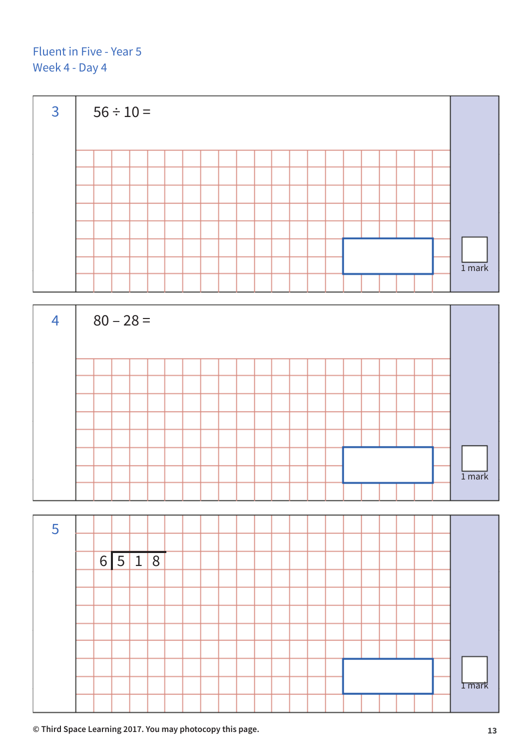Fluent in Five - Year 5
Week 4 - Day 4

**3**

$56 \div 10 =$

1 mark

**4**

$80 - 28 =$

1 mark

**5**

$$6 \overline{)\,5\ 1\ 8}$$

1 mark

© Third Space Learning 2017. You may photocopy this page.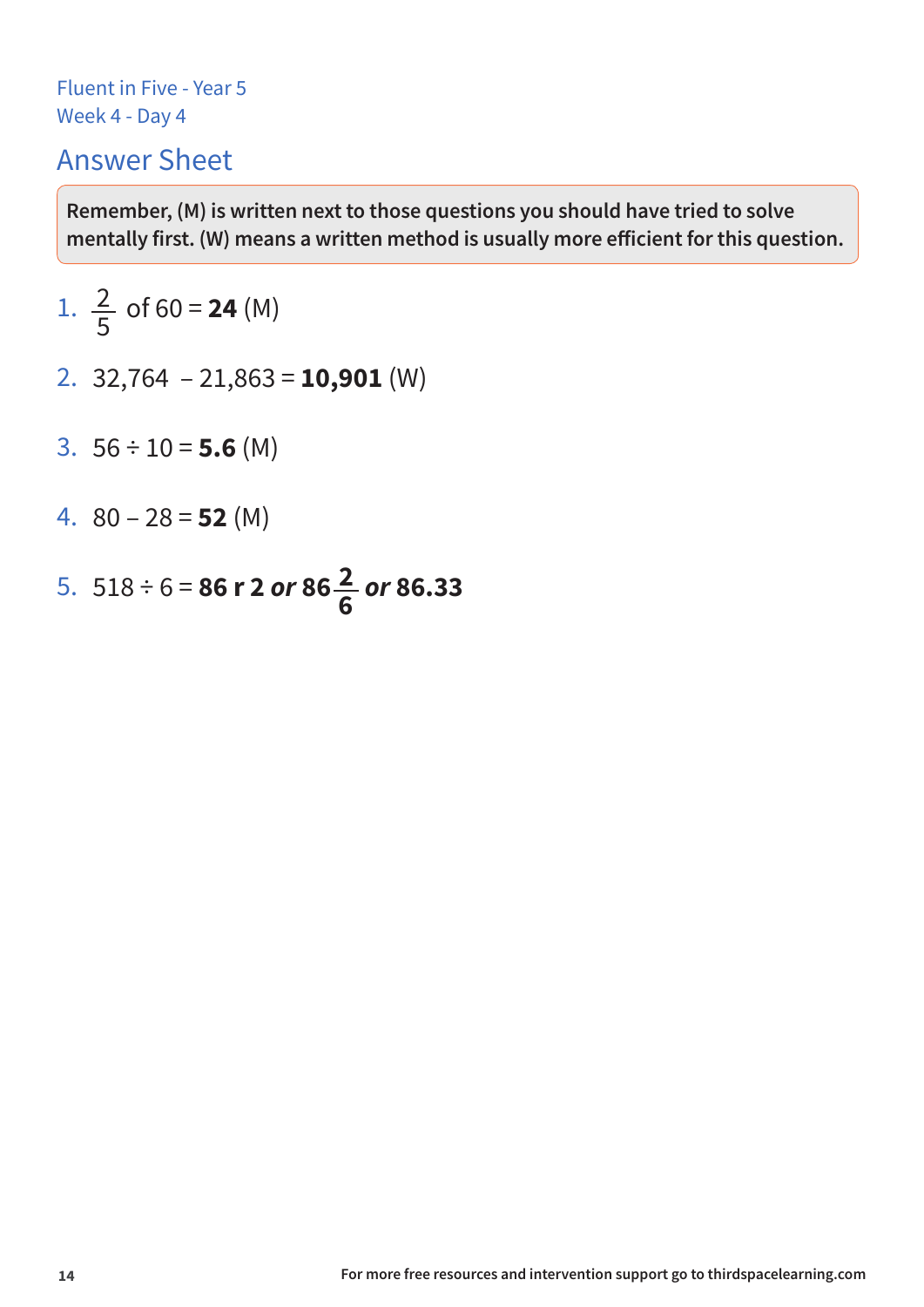Fluent in Five - Year 5
Week 4 - Day 4

## Answer Sheet

**Remember, (M) is written next to those questions you should have tried to solve mentally first. (W) means a written method is usually more efficient for this question.**

1. $\frac{2}{5}$ of 60 = **24** (M)

2. 32,764 – 21,863 = **10,901** (W)

3. 56 ÷ 10 = **5.6** (M)

4. 80 – 28 = **52** (M)

5. 518 ÷ 6 = **86 r 2** ***or*** **86** $\mathbf{\frac{2}{6}}$ ***or*** **86.33**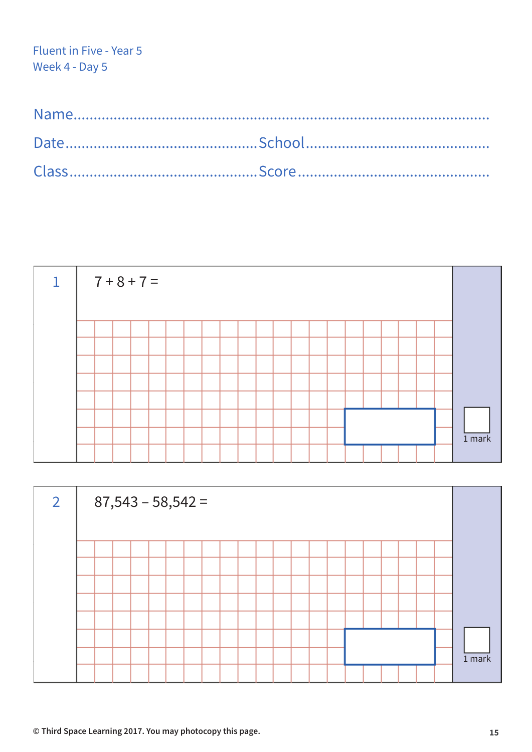Fluent in Five - Year 5
Week 4 - Day 5

Name.............................................................................................

Date.............................................School.............................................

Class............................................Score...............................................

**1**

$7 + 8 + 7 =$

1 mark

**2**

$87{,}543 - 58{,}542 =$

1 mark

© Third Space Learning 2017. You may photocopy this page.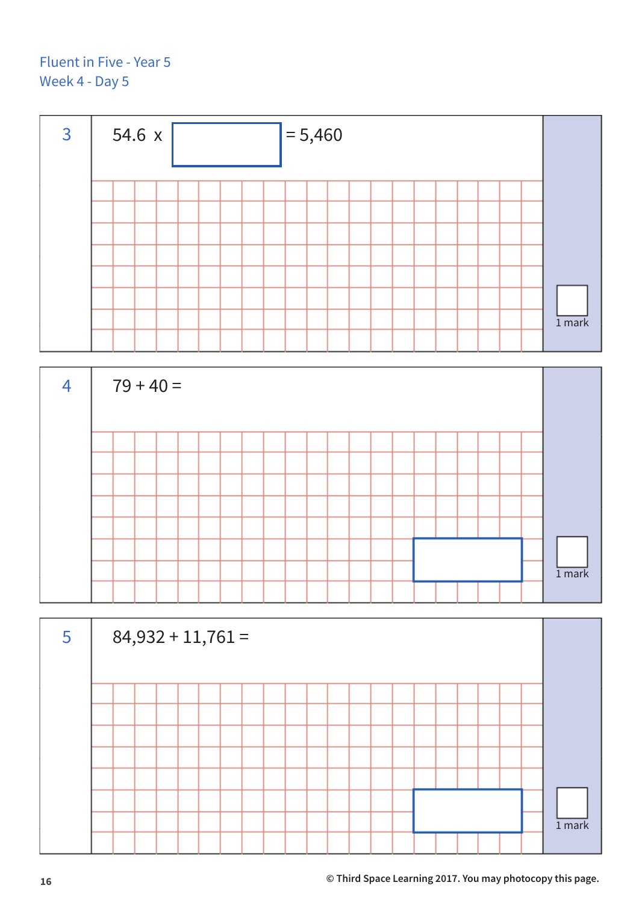Fluent in Five - Year 5
Week 4 - Day 5

**3**

54.6 x ☐ = 5,460

1 mark

**4**

79 + 40 =

1 mark

**5**

84,932 + 11,761 =

1 mark

© Third Space Learning 2017. You may photocopy this page.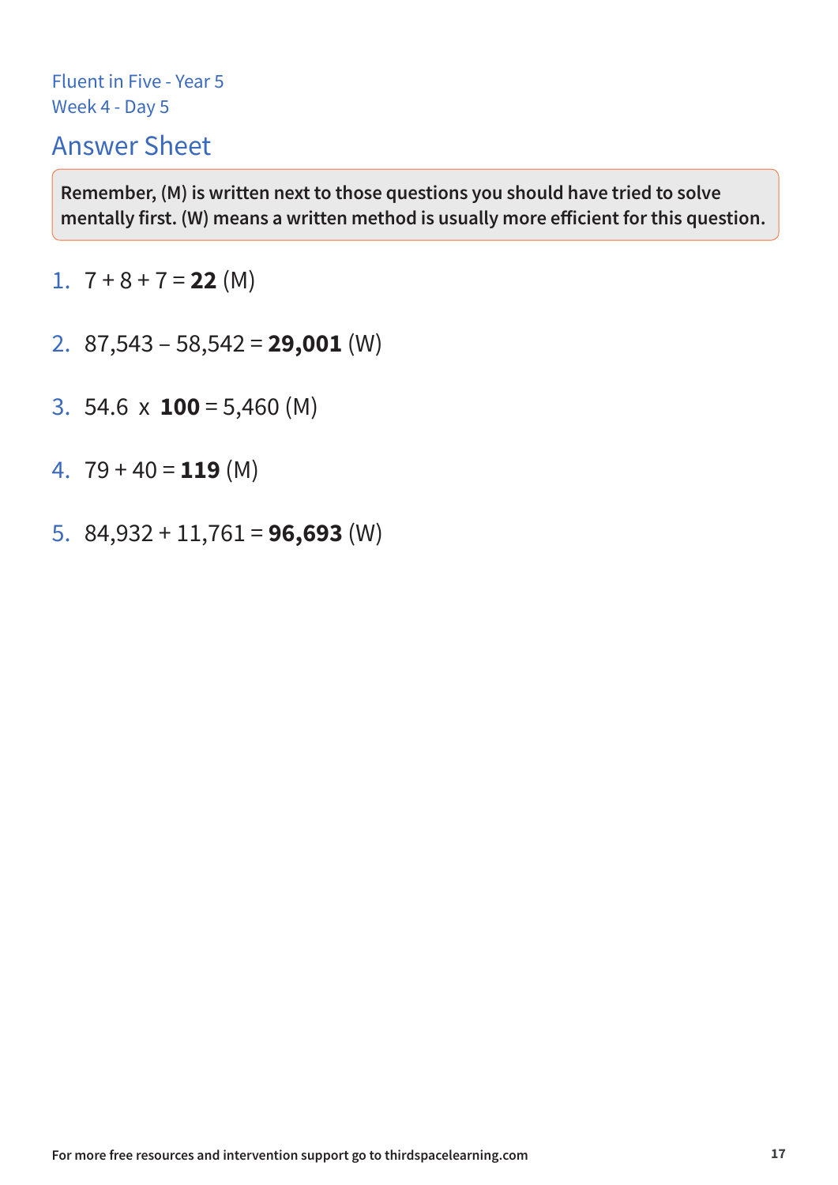Fluent in Five - Year 5
Week 4 - Day 5

## Answer Sheet

**Remember, (M) is written next to those questions you should have tried to solve mentally first. (W) means a written method is usually more efficient for this question.**

1. 7 + 8 + 7 = **22** (M)

2. 87,543 – 58,542 = **29,001** (W)

3. 54.6 x **100** = 5,460 (M)

4. 79 + 40 = **119** (M)

5. 84,932 + 11,761 = **96,693** (W)

For more free resources and intervention support go to thirdspacelearning.com